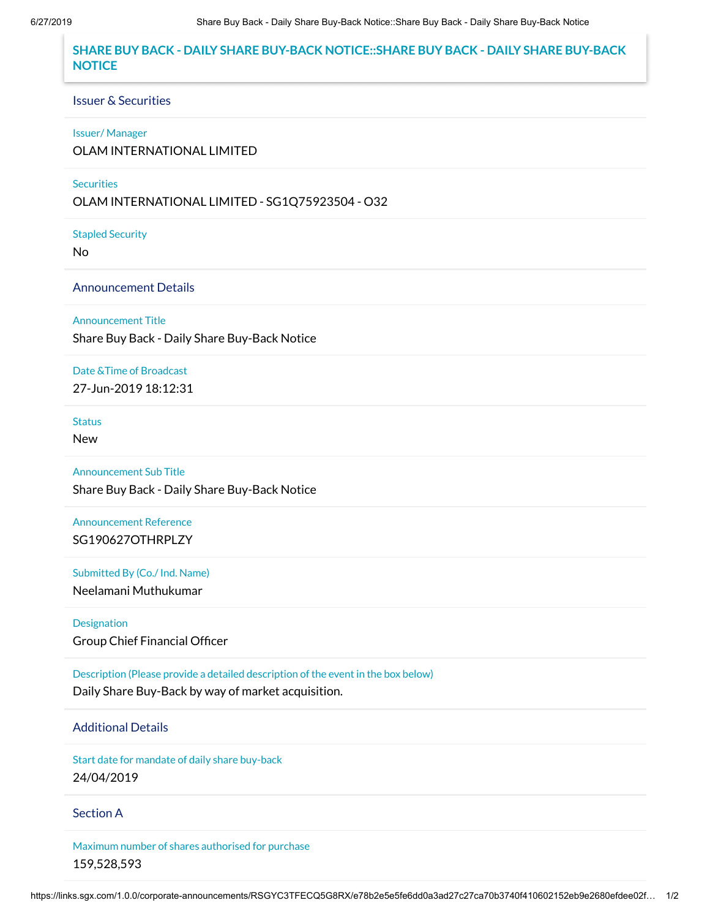# SHARE BUY BACK - DAILY SHARE BUY-BACK NOTICE::SHARE BUY BACK - DAILY SHARE BUY-BACK NOTICE

## Issuer & Securities

**Issuer/ Manager**

OLAM INTERNATIONAL LIMITED

**Securities**

OLAM INTERNATIONAL LIMITED - SG1Q75923504 - O32

**Stapled Security**

No

## Announcement Details

**Announcement Title**

Share Buy Back - Daily Share Buy-Back Notice

**Date &Time of Broadcast**

27-Jun-2019 18:12:31

**Status**

New

**Announcement Sub Title**

Share Buy Back - Daily Share Buy-Back Notice

**Announcement Reference**

SG190627OTHRPLZY

**Submitted By (Co./ Ind. Name)**

Neelamani Muthukumar

**Designation**

Group Chief Financial Officer

**Description (Please provide a detailed description of the event in the box below)**

Daily Share Buy-Back by way of market acquisition.

## Additional Details

**Start date for mandate of daily share buy-back**

24/04/2019

## Section A

**Maximum number of shares authorised for purchase**

159,528,593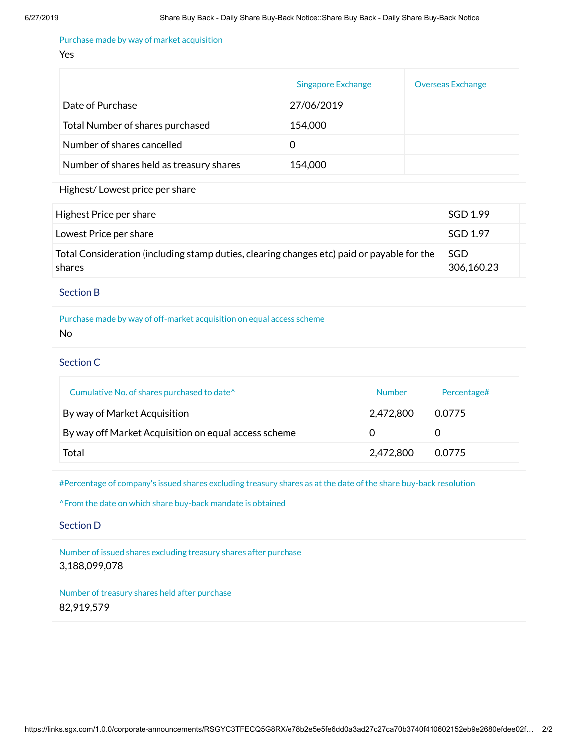Purchase made by way of market acquisition

Yes

| | Singapore Exchange | Overseas Exchange |
|---|---|---|
| Date of Purchase | 27/06/2019 | |
| Total Number of shares purchased | 154,000 | |
| Number of shares cancelled | 0 | |
| Number of shares held as treasury shares | 154,000 | |

Highest/ Lowest price per share

| | |
|---|---|
| Highest Price per share | SGD 1.99 |
| Lowest Price per share | SGD 1.97 |
| Total Consideration (including stamp duties, clearing changes etc) paid or payable for the shares | SGD 306,160.23 |

## Section B

Purchase made by way of off-market acquisition on equal access scheme

No

## Section C

| Cumulative No. of shares purchased to date^ | Number | Percentage# |
|---|---|---|
| By way of Market Acquisition | 2,472,800 | 0.0775 |
| By way off Market Acquisition on equal access scheme | 0 | 0 |
| Total | 2,472,800 | 0.0775 |

#Percentage of company's issued shares excluding treasury shares as at the date of the share buy-back resolution

^From the date on which share buy-back mandate is obtained

## Section D

Number of issued shares excluding treasury shares after purchase

3,188,099,078

Number of treasury shares held after purchase

82,919,579